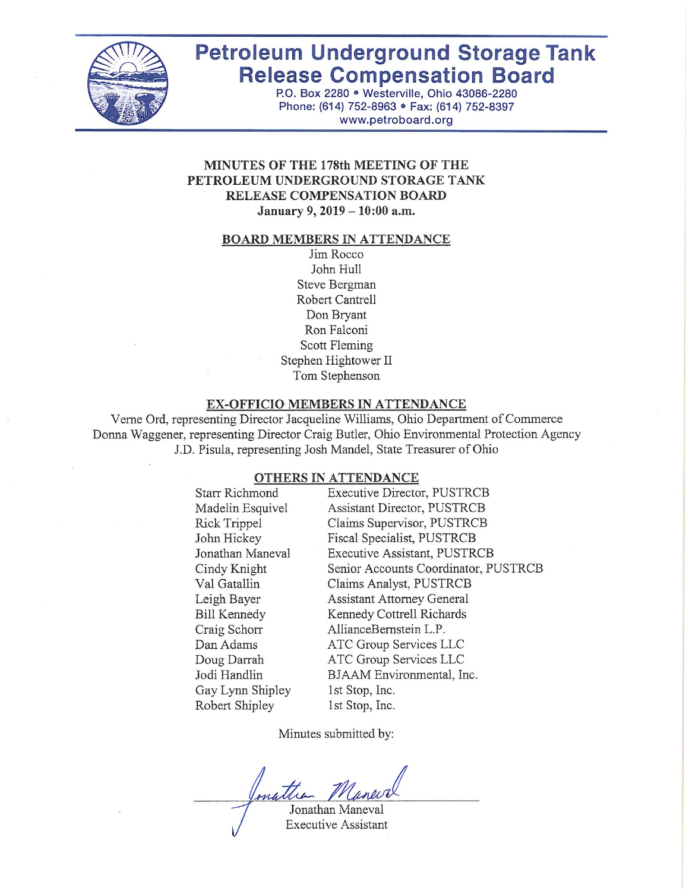# Petroleum Underground Storage Tank Release Compensation Board

P.O. Box 2280 • Westerville, Ohio 43086-2280
Phone: (614) 752-8963 • Fax: (614) 752-8397
www.petroboard.org

## MINUTES OF THE 178th MEETING OF THE PETROLEUM UNDERGROUND STORAGE TANK RELEASE COMPENSATION BOARD

**January 9, 2019 – 10:00 a.m.**

### BOARD MEMBERS IN ATTENDANCE

Jim Rocco
John Hull
Steve Bergman
Robert Cantrell
Don Bryant
Ron Falconi
Scott Fleming
Stephen Hightower II
Tom Stephenson

### EX-OFFICIO MEMBERS IN ATTENDANCE

Verne Ord, representing Director Jacqueline Williams, Ohio Department of Commerce
Donna Waggener, representing Director Craig Butler, Ohio Environmental Protection Agency
J.D. Pisula, representing Josh Mandel, State Treasurer of Ohio

### OTHERS IN ATTENDANCE

| | |
|---|---|
| Starr Richmond | Executive Director, PUSTRCB |
| Madelin Esquivel | Assistant Director, PUSTRCB |
| Rick Trippel | Claims Supervisor, PUSTRCB |
| John Hickey | Fiscal Specialist, PUSTRCB |
| Jonathan Maneval | Executive Assistant, PUSTRCB |
| Cindy Knight | Senior Accounts Coordinator, PUSTRCB |
| Val Gatallin | Claims Analyst, PUSTRCB |
| Leigh Bayer | Assistant Attorney General |
| Bill Kennedy | Kennedy Cottrell Richards |
| Craig Schorr | AllianceBernstein L.P. |
| Dan Adams | ATC Group Services LLC |
| Doug Darrah | ATC Group Services LLC |
| Jodi Handlin | BJAAM Environmental, Inc. |
| Gay Lynn Shipley | 1st Stop, Inc. |
| Robert Shipley | 1st Stop, Inc. |

Minutes submitted by:

Jonathan Maneval
Executive Assistant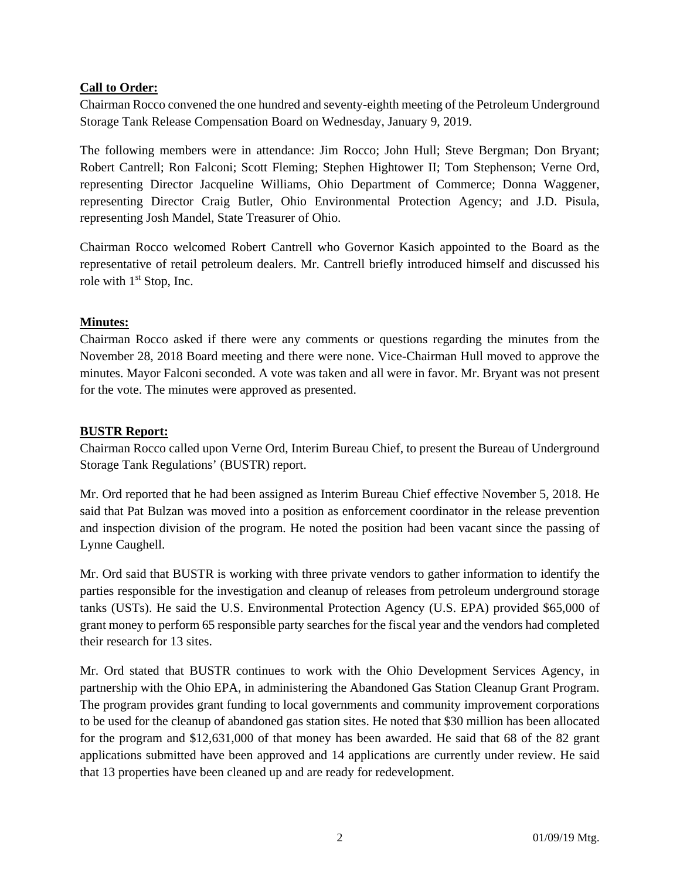**Call to Order:**

Chairman Rocco convened the one hundred and seventy-eighth meeting of the Petroleum Underground Storage Tank Release Compensation Board on Wednesday, January 9, 2019.

The following members were in attendance: Jim Rocco; John Hull; Steve Bergman; Don Bryant; Robert Cantrell; Ron Falconi; Scott Fleming; Stephen Hightower II; Tom Stephenson; Verne Ord, representing Director Jacqueline Williams, Ohio Department of Commerce; Donna Waggener, representing Director Craig Butler, Ohio Environmental Protection Agency; and J.D. Pisula, representing Josh Mandel, State Treasurer of Ohio.

Chairman Rocco welcomed Robert Cantrell who Governor Kasich appointed to the Board as the representative of retail petroleum dealers. Mr. Cantrell briefly introduced himself and discussed his role with 1st Stop, Inc.

**Minutes:**

Chairman Rocco asked if there were any comments or questions regarding the minutes from the November 28, 2018 Board meeting and there were none. Vice-Chairman Hull moved to approve the minutes. Mayor Falconi seconded. A vote was taken and all were in favor. Mr. Bryant was not present for the vote. The minutes were approved as presented.

**BUSTR Report:**

Chairman Rocco called upon Verne Ord, Interim Bureau Chief, to present the Bureau of Underground Storage Tank Regulations' (BUSTR) report.

Mr. Ord reported that he had been assigned as Interim Bureau Chief effective November 5, 2018. He said that Pat Bulzan was moved into a position as enforcement coordinator in the release prevention and inspection division of the program. He noted the position had been vacant since the passing of Lynne Caughell.

Mr. Ord said that BUSTR is working with three private vendors to gather information to identify the parties responsible for the investigation and cleanup of releases from petroleum underground storage tanks (USTs). He said the U.S. Environmental Protection Agency (U.S. EPA) provided $65,000 of grant money to perform 65 responsible party searches for the fiscal year and the vendors had completed their research for 13 sites.

Mr. Ord stated that BUSTR continues to work with the Ohio Development Services Agency, in partnership with the Ohio EPA, in administering the Abandoned Gas Station Cleanup Grant Program. The program provides grant funding to local governments and community improvement corporations to be used for the cleanup of abandoned gas station sites. He noted that $30 million has been allocated for the program and $12,631,000 of that money has been awarded. He said that 68 of the 82 grant applications submitted have been approved and 14 applications are currently under review. He said that 13 properties have been cleaned up and are ready for redevelopment.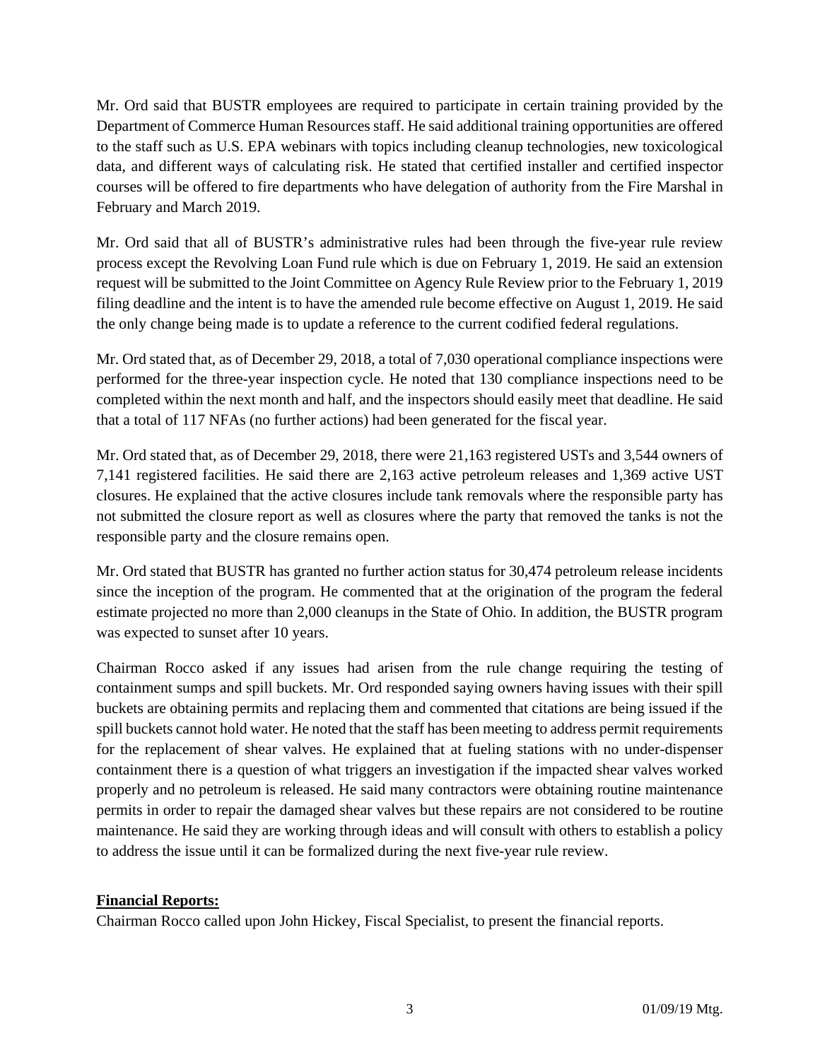Mr. Ord said that BUSTR employees are required to participate in certain training provided by the Department of Commerce Human Resources staff. He said additional training opportunities are offered to the staff such as U.S. EPA webinars with topics including cleanup technologies, new toxicological data, and different ways of calculating risk. He stated that certified installer and certified inspector courses will be offered to fire departments who have delegation of authority from the Fire Marshal in February and March 2019.

Mr. Ord said that all of BUSTR's administrative rules had been through the five-year rule review process except the Revolving Loan Fund rule which is due on February 1, 2019. He said an extension request will be submitted to the Joint Committee on Agency Rule Review prior to the February 1, 2019 filing deadline and the intent is to have the amended rule become effective on August 1, 2019. He said the only change being made is to update a reference to the current codified federal regulations.

Mr. Ord stated that, as of December 29, 2018, a total of 7,030 operational compliance inspections were performed for the three-year inspection cycle. He noted that 130 compliance inspections need to be completed within the next month and half, and the inspectors should easily meet that deadline. He said that a total of 117 NFAs (no further actions) had been generated for the fiscal year.

Mr. Ord stated that, as of December 29, 2018, there were 21,163 registered USTs and 3,544 owners of 7,141 registered facilities. He said there are 2,163 active petroleum releases and 1,369 active UST closures. He explained that the active closures include tank removals where the responsible party has not submitted the closure report as well as closures where the party that removed the tanks is not the responsible party and the closure remains open.

Mr. Ord stated that BUSTR has granted no further action status for 30,474 petroleum release incidents since the inception of the program. He commented that at the origination of the program the federal estimate projected no more than 2,000 cleanups in the State of Ohio. In addition, the BUSTR program was expected to sunset after 10 years.

Chairman Rocco asked if any issues had arisen from the rule change requiring the testing of containment sumps and spill buckets. Mr. Ord responded saying owners having issues with their spill buckets are obtaining permits and replacing them and commented that citations are being issued if the spill buckets cannot hold water. He noted that the staff has been meeting to address permit requirements for the replacement of shear valves. He explained that at fueling stations with no under-dispenser containment there is a question of what triggers an investigation if the impacted shear valves worked properly and no petroleum is released. He said many contractors were obtaining routine maintenance permits in order to repair the damaged shear valves but these repairs are not considered to be routine maintenance. He said they are working through ideas and will consult with others to establish a policy to address the issue until it can be formalized during the next five-year rule review.

**Financial Reports:**

Chairman Rocco called upon John Hickey, Fiscal Specialist, to present the financial reports.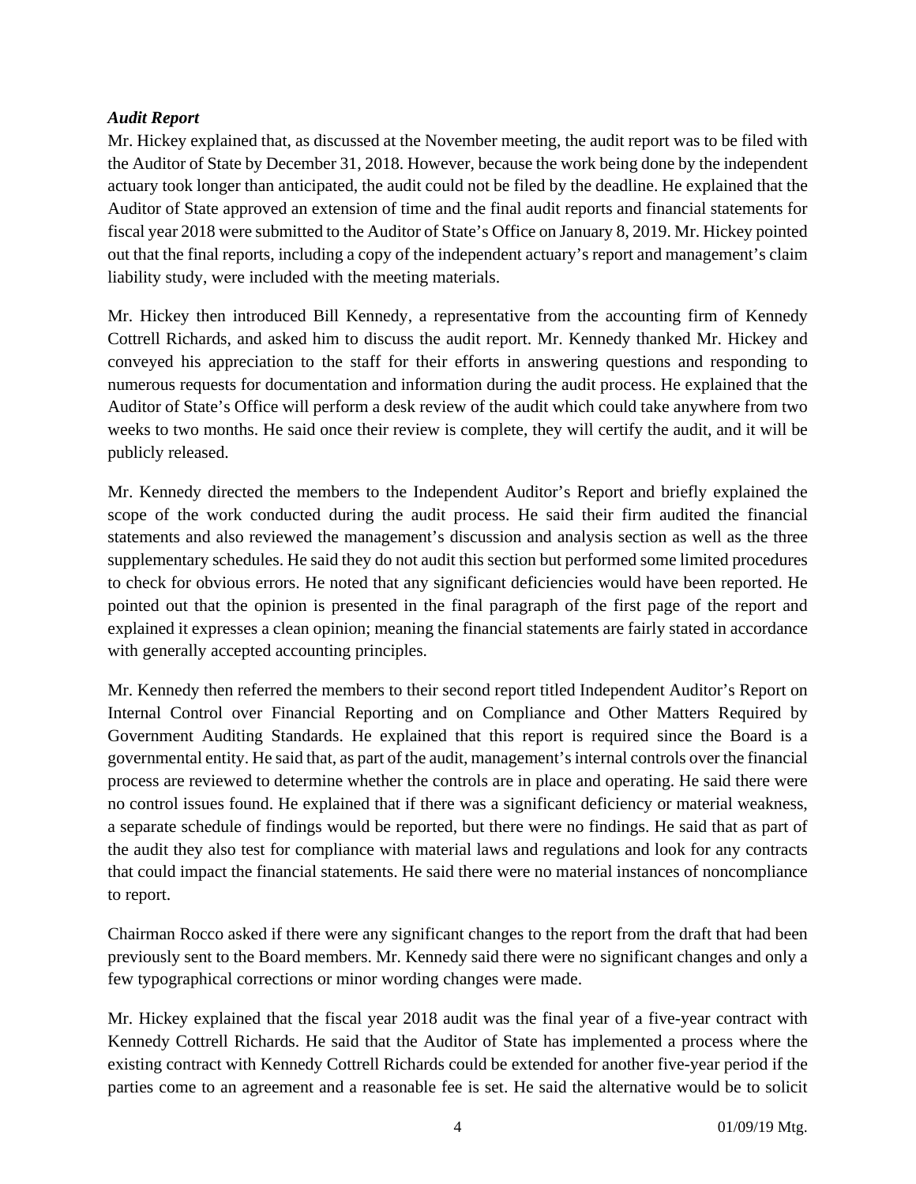***Audit Report***

Mr. Hickey explained that, as discussed at the November meeting, the audit report was to be filed with the Auditor of State by December 31, 2018. However, because the work being done by the independent actuary took longer than anticipated, the audit could not be filed by the deadline. He explained that the Auditor of State approved an extension of time and the final audit reports and financial statements for fiscal year 2018 were submitted to the Auditor of State's Office on January 8, 2019. Mr. Hickey pointed out that the final reports, including a copy of the independent actuary's report and management's claim liability study, were included with the meeting materials.

Mr. Hickey then introduced Bill Kennedy, a representative from the accounting firm of Kennedy Cottrell Richards, and asked him to discuss the audit report. Mr. Kennedy thanked Mr. Hickey and conveyed his appreciation to the staff for their efforts in answering questions and responding to numerous requests for documentation and information during the audit process. He explained that the Auditor of State's Office will perform a desk review of the audit which could take anywhere from two weeks to two months. He said once their review is complete, they will certify the audit, and it will be publicly released.

Mr. Kennedy directed the members to the Independent Auditor's Report and briefly explained the scope of the work conducted during the audit process. He said their firm audited the financial statements and also reviewed the management's discussion and analysis section as well as the three supplementary schedules. He said they do not audit this section but performed some limited procedures to check for obvious errors. He noted that any significant deficiencies would have been reported. He pointed out that the opinion is presented in the final paragraph of the first page of the report and explained it expresses a clean opinion; meaning the financial statements are fairly stated in accordance with generally accepted accounting principles.

Mr. Kennedy then referred the members to their second report titled Independent Auditor's Report on Internal Control over Financial Reporting and on Compliance and Other Matters Required by Government Auditing Standards. He explained that this report is required since the Board is a governmental entity. He said that, as part of the audit, management's internal controls over the financial process are reviewed to determine whether the controls are in place and operating. He said there were no control issues found. He explained that if there was a significant deficiency or material weakness, a separate schedule of findings would be reported, but there were no findings. He said that as part of the audit they also test for compliance with material laws and regulations and look for any contracts that could impact the financial statements. He said there were no material instances of noncompliance to report.

Chairman Rocco asked if there were any significant changes to the report from the draft that had been previously sent to the Board members. Mr. Kennedy said there were no significant changes and only a few typographical corrections or minor wording changes were made.

Mr. Hickey explained that the fiscal year 2018 audit was the final year of a five-year contract with Kennedy Cottrell Richards. He said that the Auditor of State has implemented a process where the existing contract with Kennedy Cottrell Richards could be extended for another five-year period if the parties come to an agreement and a reasonable fee is set. He said the alternative would be to solicit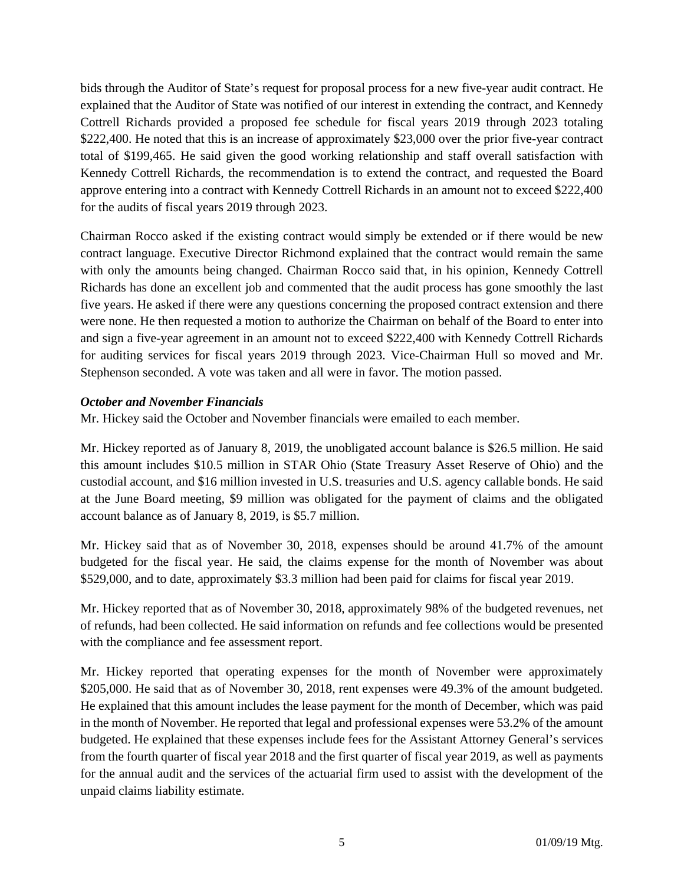bids through the Auditor of State's request for proposal process for a new five-year audit contract. He explained that the Auditor of State was notified of our interest in extending the contract, and Kennedy Cottrell Richards provided a proposed fee schedule for fiscal years 2019 through 2023 totaling $222,400. He noted that this is an increase of approximately $23,000 over the prior five-year contract total of $199,465. He said given the good working relationship and staff overall satisfaction with Kennedy Cottrell Richards, the recommendation is to extend the contract, and requested the Board approve entering into a contract with Kennedy Cottrell Richards in an amount not to exceed $222,400 for the audits of fiscal years 2019 through 2023.

Chairman Rocco asked if the existing contract would simply be extended or if there would be new contract language. Executive Director Richmond explained that the contract would remain the same with only the amounts being changed. Chairman Rocco said that, in his opinion, Kennedy Cottrell Richards has done an excellent job and commented that the audit process has gone smoothly the last five years. He asked if there were any questions concerning the proposed contract extension and there were none. He then requested a motion to authorize the Chairman on behalf of the Board to enter into and sign a five-year agreement in an amount not to exceed $222,400 with Kennedy Cottrell Richards for auditing services for fiscal years 2019 through 2023. Vice-Chairman Hull so moved and Mr. Stephenson seconded. A vote was taken and all were in favor. The motion passed.

***October and November Financials***

Mr. Hickey said the October and November financials were emailed to each member.

Mr. Hickey reported as of January 8, 2019, the unobligated account balance is $26.5 million. He said this amount includes $10.5 million in STAR Ohio (State Treasury Asset Reserve of Ohio) and the custodial account, and $16 million invested in U.S. treasuries and U.S. agency callable bonds. He said at the June Board meeting, $9 million was obligated for the payment of claims and the obligated account balance as of January 8, 2019, is $5.7 million.

Mr. Hickey said that as of November 30, 2018, expenses should be around 41.7% of the amount budgeted for the fiscal year. He said, the claims expense for the month of November was about $529,000, and to date, approximately $3.3 million had been paid for claims for fiscal year 2019.

Mr. Hickey reported that as of November 30, 2018, approximately 98% of the budgeted revenues, net of refunds, had been collected. He said information on refunds and fee collections would be presented with the compliance and fee assessment report.

Mr. Hickey reported that operating expenses for the month of November were approximately $205,000. He said that as of November 30, 2018, rent expenses were 49.3% of the amount budgeted. He explained that this amount includes the lease payment for the month of December, which was paid in the month of November. He reported that legal and professional expenses were 53.2% of the amount budgeted. He explained that these expenses include fees for the Assistant Attorney General's services from the fourth quarter of fiscal year 2018 and the first quarter of fiscal year 2019, as well as payments for the annual audit and the services of the actuarial firm used to assist with the development of the unpaid claims liability estimate.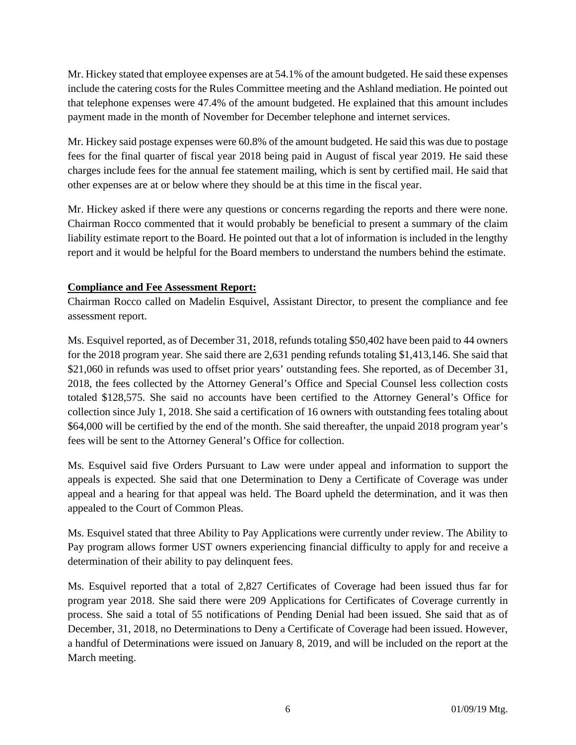Mr. Hickey stated that employee expenses are at 54.1% of the amount budgeted. He said these expenses include the catering costs for the Rules Committee meeting and the Ashland mediation. He pointed out that telephone expenses were 47.4% of the amount budgeted. He explained that this amount includes payment made in the month of November for December telephone and internet services.

Mr. Hickey said postage expenses were 60.8% of the amount budgeted. He said this was due to postage fees for the final quarter of fiscal year 2018 being paid in August of fiscal year 2019. He said these charges include fees for the annual fee statement mailing, which is sent by certified mail. He said that other expenses are at or below where they should be at this time in the fiscal year.

Mr. Hickey asked if there were any questions or concerns regarding the reports and there were none. Chairman Rocco commented that it would probably be beneficial to present a summary of the claim liability estimate report to the Board. He pointed out that a lot of information is included in the lengthy report and it would be helpful for the Board members to understand the numbers behind the estimate.

**Compliance and Fee Assessment Report:**

Chairman Rocco called on Madelin Esquivel, Assistant Director, to present the compliance and fee assessment report.

Ms. Esquivel reported, as of December 31, 2018, refunds totaling $50,402 have been paid to 44 owners for the 2018 program year. She said there are 2,631 pending refunds totaling $1,413,146. She said that $21,060 in refunds was used to offset prior years' outstanding fees. She reported, as of December 31, 2018, the fees collected by the Attorney General's Office and Special Counsel less collection costs totaled $128,575. She said no accounts have been certified to the Attorney General's Office for collection since July 1, 2018. She said a certification of 16 owners with outstanding fees totaling about $64,000 will be certified by the end of the month. She said thereafter, the unpaid 2018 program year's fees will be sent to the Attorney General's Office for collection.

Ms. Esquivel said five Orders Pursuant to Law were under appeal and information to support the appeals is expected. She said that one Determination to Deny a Certificate of Coverage was under appeal and a hearing for that appeal was held. The Board upheld the determination, and it was then appealed to the Court of Common Pleas.

Ms. Esquivel stated that three Ability to Pay Applications were currently under review. The Ability to Pay program allows former UST owners experiencing financial difficulty to apply for and receive a determination of their ability to pay delinquent fees.

Ms. Esquivel reported that a total of 2,827 Certificates of Coverage had been issued thus far for program year 2018. She said there were 209 Applications for Certificates of Coverage currently in process. She said a total of 55 notifications of Pending Denial had been issued. She said that as of December, 31, 2018, no Determinations to Deny a Certificate of Coverage had been issued. However, a handful of Determinations were issued on January 8, 2019, and will be included on the report at the March meeting.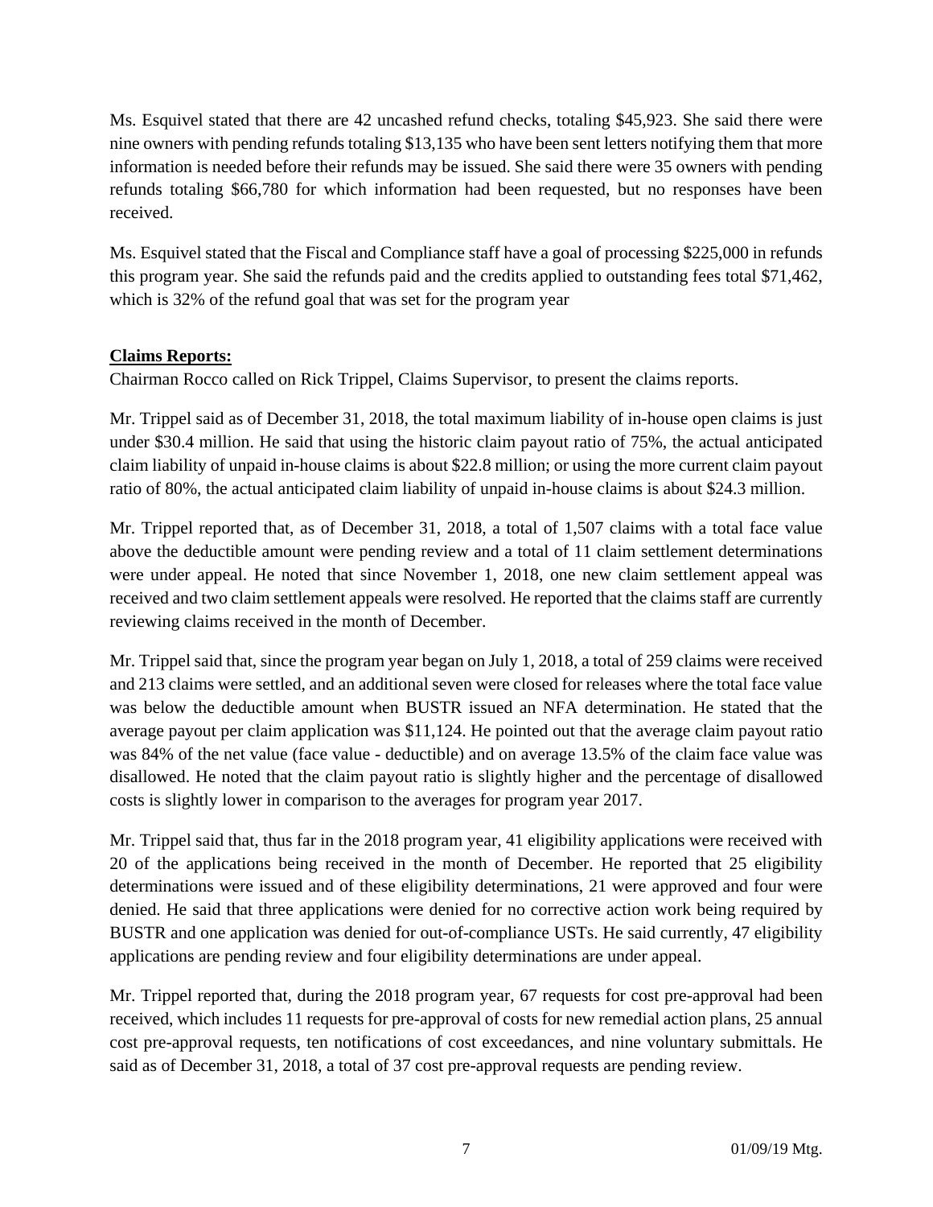Ms. Esquivel stated that there are 42 uncashed refund checks, totaling $45,923. She said there were nine owners with pending refunds totaling $13,135 who have been sent letters notifying them that more information is needed before their refunds may be issued. She said there were 35 owners with pending refunds totaling $66,780 for which information had been requested, but no responses have been received.

Ms. Esquivel stated that the Fiscal and Compliance staff have a goal of processing $225,000 in refunds this program year. She said the refunds paid and the credits applied to outstanding fees total $71,462, which is 32% of the refund goal that was set for the program year

**Claims Reports:**

Chairman Rocco called on Rick Trippel, Claims Supervisor, to present the claims reports.

Mr. Trippel said as of December 31, 2018, the total maximum liability of in-house open claims is just under $30.4 million. He said that using the historic claim payout ratio of 75%, the actual anticipated claim liability of unpaid in-house claims is about $22.8 million; or using the more current claim payout ratio of 80%, the actual anticipated claim liability of unpaid in-house claims is about $24.3 million.

Mr. Trippel reported that, as of December 31, 2018, a total of 1,507 claims with a total face value above the deductible amount were pending review and a total of 11 claim settlement determinations were under appeal. He noted that since November 1, 2018, one new claim settlement appeal was received and two claim settlement appeals were resolved. He reported that the claims staff are currently reviewing claims received in the month of December.

Mr. Trippel said that, since the program year began on July 1, 2018, a total of 259 claims were received and 213 claims were settled, and an additional seven were closed for releases where the total face value was below the deductible amount when BUSTR issued an NFA determination. He stated that the average payout per claim application was $11,124. He pointed out that the average claim payout ratio was 84% of the net value (face value - deductible) and on average 13.5% of the claim face value was disallowed. He noted that the claim payout ratio is slightly higher and the percentage of disallowed costs is slightly lower in comparison to the averages for program year 2017.

Mr. Trippel said that, thus far in the 2018 program year, 41 eligibility applications were received with 20 of the applications being received in the month of December. He reported that 25 eligibility determinations were issued and of these eligibility determinations, 21 were approved and four were denied. He said that three applications were denied for no corrective action work being required by BUSTR and one application was denied for out-of-compliance USTs. He said currently, 47 eligibility applications are pending review and four eligibility determinations are under appeal.

Mr. Trippel reported that, during the 2018 program year, 67 requests for cost pre-approval had been received, which includes 11 requests for pre-approval of costs for new remedial action plans, 25 annual cost pre-approval requests, ten notifications of cost exceedances, and nine voluntary submittals. He said as of December 31, 2018, a total of 37 cost pre-approval requests are pending review.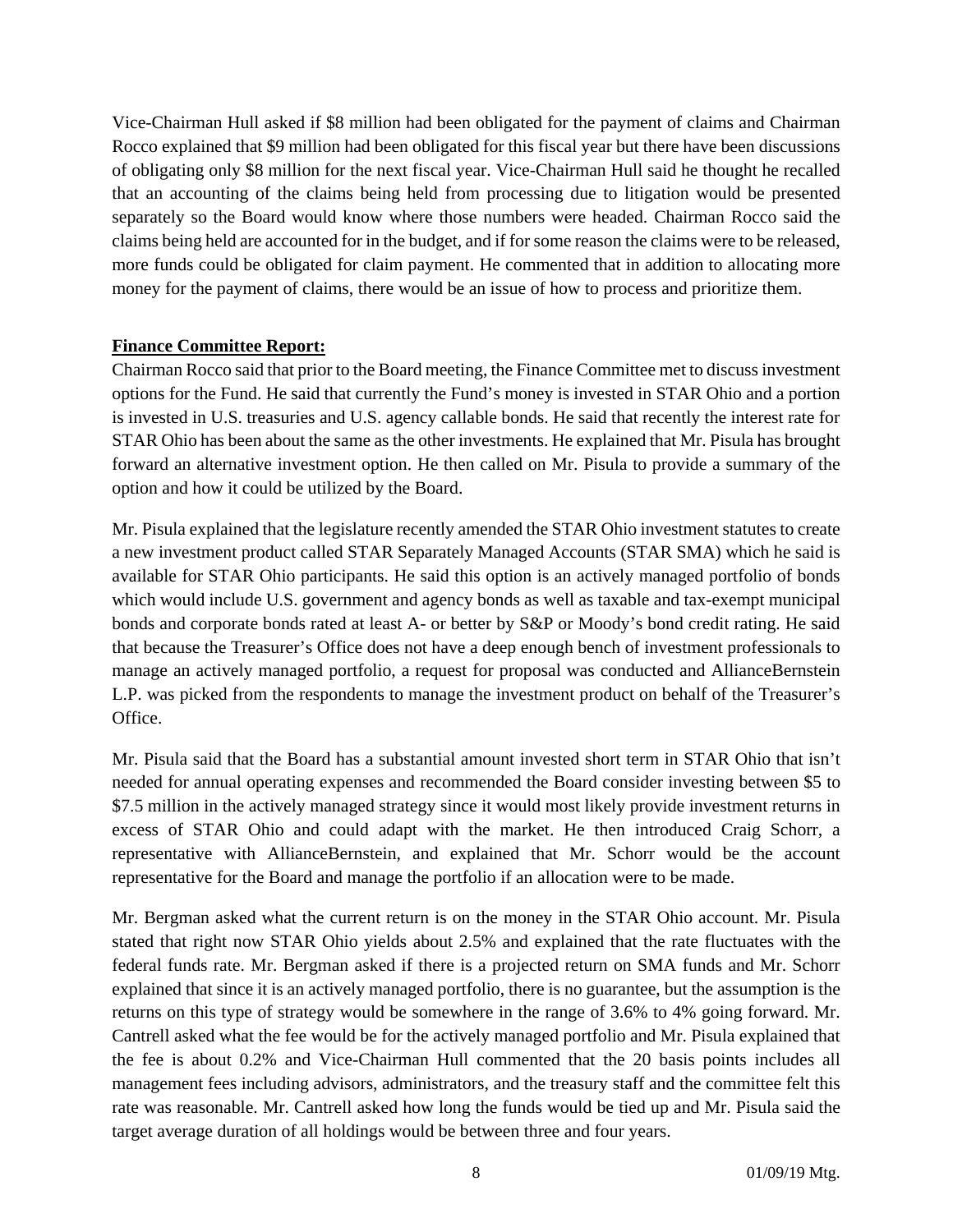Vice-Chairman Hull asked if $8 million had been obligated for the payment of claims and Chairman Rocco explained that $9 million had been obligated for this fiscal year but there have been discussions of obligating only $8 million for the next fiscal year. Vice-Chairman Hull said he thought he recalled that an accounting of the claims being held from processing due to litigation would be presented separately so the Board would know where those numbers were headed. Chairman Rocco said the claims being held are accounted for in the budget, and if for some reason the claims were to be released, more funds could be obligated for claim payment. He commented that in addition to allocating more money for the payment of claims, there would be an issue of how to process and prioritize them.

**Finance Committee Report:**

Chairman Rocco said that prior to the Board meeting, the Finance Committee met to discuss investment options for the Fund. He said that currently the Fund's money is invested in STAR Ohio and a portion is invested in U.S. treasuries and U.S. agency callable bonds. He said that recently the interest rate for STAR Ohio has been about the same as the other investments. He explained that Mr. Pisula has brought forward an alternative investment option. He then called on Mr. Pisula to provide a summary of the option and how it could be utilized by the Board.

Mr. Pisula explained that the legislature recently amended the STAR Ohio investment statutes to create a new investment product called STAR Separately Managed Accounts (STAR SMA) which he said is available for STAR Ohio participants. He said this option is an actively managed portfolio of bonds which would include U.S. government and agency bonds as well as taxable and tax-exempt municipal bonds and corporate bonds rated at least A- or better by S&P or Moody's bond credit rating. He said that because the Treasurer's Office does not have a deep enough bench of investment professionals to manage an actively managed portfolio, a request for proposal was conducted and AllianceBernstein L.P. was picked from the respondents to manage the investment product on behalf of the Treasurer's Office.

Mr. Pisula said that the Board has a substantial amount invested short term in STAR Ohio that isn't needed for annual operating expenses and recommended the Board consider investing between $5 to $7.5 million in the actively managed strategy since it would most likely provide investment returns in excess of STAR Ohio and could adapt with the market. He then introduced Craig Schorr, a representative with AllianceBernstein, and explained that Mr. Schorr would be the account representative for the Board and manage the portfolio if an allocation were to be made.

Mr. Bergman asked what the current return is on the money in the STAR Ohio account. Mr. Pisula stated that right now STAR Ohio yields about 2.5% and explained that the rate fluctuates with the federal funds rate. Mr. Bergman asked if there is a projected return on SMA funds and Mr. Schorr explained that since it is an actively managed portfolio, there is no guarantee, but the assumption is the returns on this type of strategy would be somewhere in the range of 3.6% to 4% going forward. Mr. Cantrell asked what the fee would be for the actively managed portfolio and Mr. Pisula explained that the fee is about 0.2% and Vice-Chairman Hull commented that the 20 basis points includes all management fees including advisors, administrators, and the treasury staff and the committee felt this rate was reasonable. Mr. Cantrell asked how long the funds would be tied up and Mr. Pisula said the target average duration of all holdings would be between three and four years.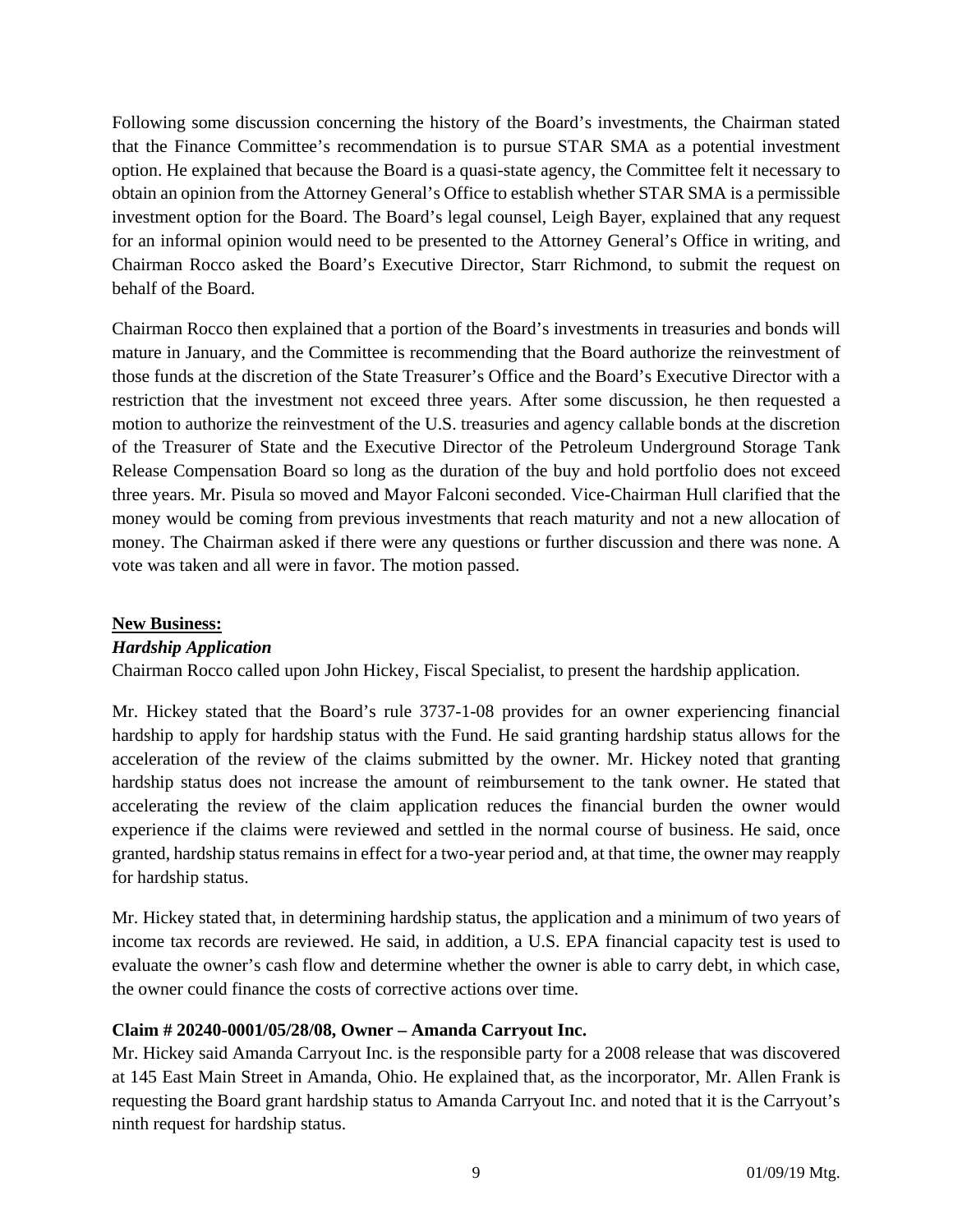Following some discussion concerning the history of the Board's investments, the Chairman stated that the Finance Committee's recommendation is to pursue STAR SMA as a potential investment option. He explained that because the Board is a quasi-state agency, the Committee felt it necessary to obtain an opinion from the Attorney General's Office to establish whether STAR SMA is a permissible investment option for the Board. The Board's legal counsel, Leigh Bayer, explained that any request for an informal opinion would need to be presented to the Attorney General's Office in writing, and Chairman Rocco asked the Board's Executive Director, Starr Richmond, to submit the request on behalf of the Board.

Chairman Rocco then explained that a portion of the Board's investments in treasuries and bonds will mature in January, and the Committee is recommending that the Board authorize the reinvestment of those funds at the discretion of the State Treasurer's Office and the Board's Executive Director with a restriction that the investment not exceed three years. After some discussion, he then requested a motion to authorize the reinvestment of the U.S. treasuries and agency callable bonds at the discretion of the Treasurer of State and the Executive Director of the Petroleum Underground Storage Tank Release Compensation Board so long as the duration of the buy and hold portfolio does not exceed three years. Mr. Pisula so moved and Mayor Falconi seconded. Vice-Chairman Hull clarified that the money would be coming from previous investments that reach maturity and not a new allocation of money. The Chairman asked if there were any questions or further discussion and there was none. A vote was taken and all were in favor. The motion passed.

**New Business:**

***Hardship Application***

Chairman Rocco called upon John Hickey, Fiscal Specialist, to present the hardship application.

Mr. Hickey stated that the Board's rule 3737-1-08 provides for an owner experiencing financial hardship to apply for hardship status with the Fund. He said granting hardship status allows for the acceleration of the review of the claims submitted by the owner. Mr. Hickey noted that granting hardship status does not increase the amount of reimbursement to the tank owner. He stated that accelerating the review of the claim application reduces the financial burden the owner would experience if the claims were reviewed and settled in the normal course of business. He said, once granted, hardship status remains in effect for a two-year period and, at that time, the owner may reapply for hardship status.

Mr. Hickey stated that, in determining hardship status, the application and a minimum of two years of income tax records are reviewed. He said, in addition, a U.S. EPA financial capacity test is used to evaluate the owner's cash flow and determine whether the owner is able to carry debt, in which case, the owner could finance the costs of corrective actions over time.

**Claim # 20240-0001/05/28/08, Owner – Amanda Carryout Inc.**

Mr. Hickey said Amanda Carryout Inc. is the responsible party for a 2008 release that was discovered at 145 East Main Street in Amanda, Ohio. He explained that, as the incorporator, Mr. Allen Frank is requesting the Board grant hardship status to Amanda Carryout Inc. and noted that it is the Carryout's ninth request for hardship status.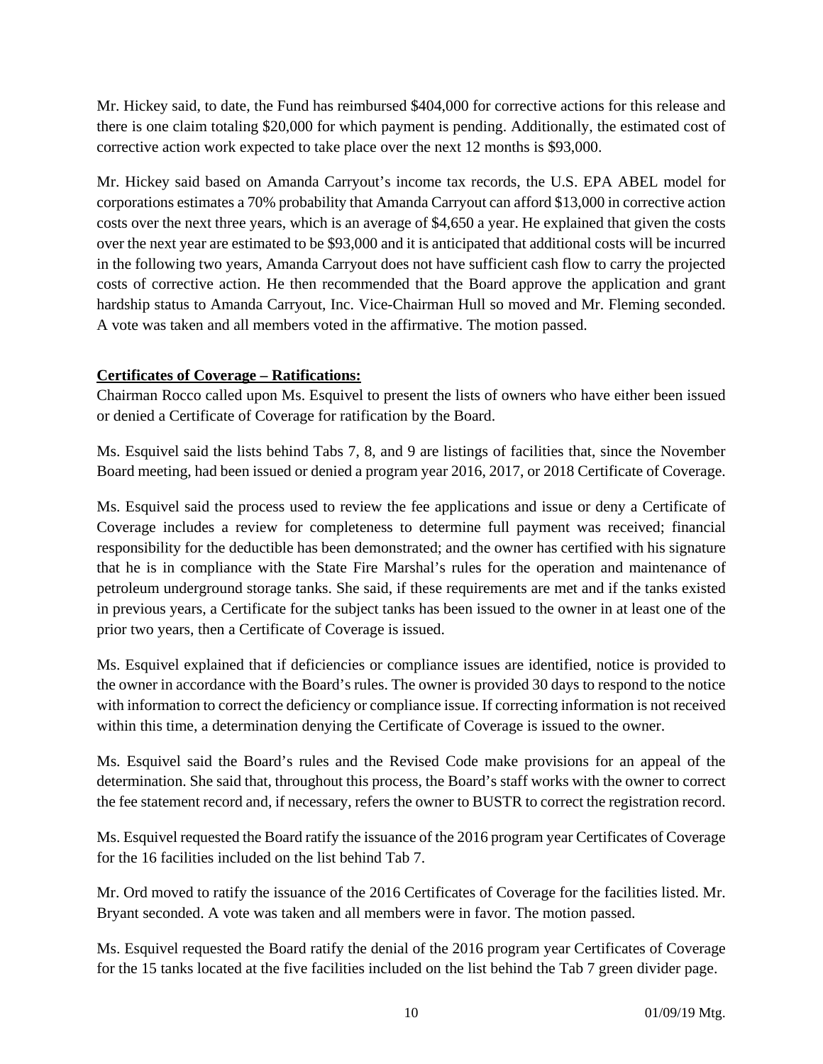Mr. Hickey said, to date, the Fund has reimbursed $404,000 for corrective actions for this release and there is one claim totaling $20,000 for which payment is pending. Additionally, the estimated cost of corrective action work expected to take place over the next 12 months is $93,000.

Mr. Hickey said based on Amanda Carryout's income tax records, the U.S. EPA ABEL model for corporations estimates a 70% probability that Amanda Carryout can afford $13,000 in corrective action costs over the next three years, which is an average of $4,650 a year. He explained that given the costs over the next year are estimated to be $93,000 and it is anticipated that additional costs will be incurred in the following two years, Amanda Carryout does not have sufficient cash flow to carry the projected costs of corrective action. He then recommended that the Board approve the application and grant hardship status to Amanda Carryout, Inc. Vice-Chairman Hull so moved and Mr. Fleming seconded. A vote was taken and all members voted in the affirmative. The motion passed.

**Certificates of Coverage – Ratifications:**

Chairman Rocco called upon Ms. Esquivel to present the lists of owners who have either been issued or denied a Certificate of Coverage for ratification by the Board.

Ms. Esquivel said the lists behind Tabs 7, 8, and 9 are listings of facilities that, since the November Board meeting, had been issued or denied a program year 2016, 2017, or 2018 Certificate of Coverage.

Ms. Esquivel said the process used to review the fee applications and issue or deny a Certificate of Coverage includes a review for completeness to determine full payment was received; financial responsibility for the deductible has been demonstrated; and the owner has certified with his signature that he is in compliance with the State Fire Marshal's rules for the operation and maintenance of petroleum underground storage tanks. She said, if these requirements are met and if the tanks existed in previous years, a Certificate for the subject tanks has been issued to the owner in at least one of the prior two years, then a Certificate of Coverage is issued.

Ms. Esquivel explained that if deficiencies or compliance issues are identified, notice is provided to the owner in accordance with the Board's rules. The owner is provided 30 days to respond to the notice with information to correct the deficiency or compliance issue. If correcting information is not received within this time, a determination denying the Certificate of Coverage is issued to the owner.

Ms. Esquivel said the Board's rules and the Revised Code make provisions for an appeal of the determination. She said that, throughout this process, the Board's staff works with the owner to correct the fee statement record and, if necessary, refers the owner to BUSTR to correct the registration record.

Ms. Esquivel requested the Board ratify the issuance of the 2016 program year Certificates of Coverage for the 16 facilities included on the list behind Tab 7.

Mr. Ord moved to ratify the issuance of the 2016 Certificates of Coverage for the facilities listed. Mr. Bryant seconded. A vote was taken and all members were in favor. The motion passed.

Ms. Esquivel requested the Board ratify the denial of the 2016 program year Certificates of Coverage for the 15 tanks located at the five facilities included on the list behind the Tab 7 green divider page.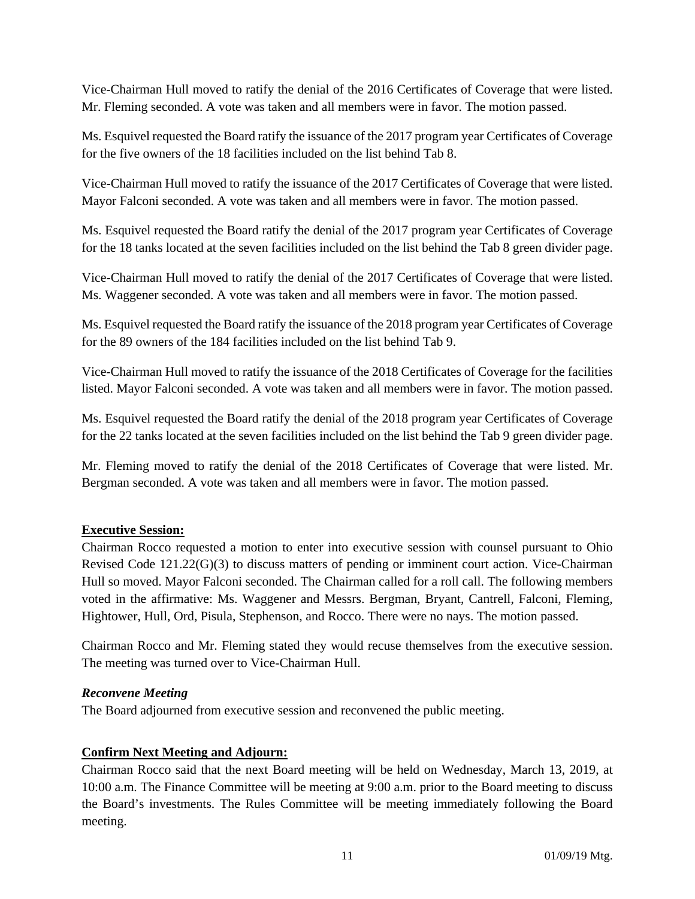Vice-Chairman Hull moved to ratify the denial of the 2016 Certificates of Coverage that were listed. Mr. Fleming seconded. A vote was taken and all members were in favor. The motion passed.

Ms. Esquivel requested the Board ratify the issuance of the 2017 program year Certificates of Coverage for the five owners of the 18 facilities included on the list behind Tab 8.

Vice-Chairman Hull moved to ratify the issuance of the 2017 Certificates of Coverage that were listed. Mayor Falconi seconded. A vote was taken and all members were in favor. The motion passed.

Ms. Esquivel requested the Board ratify the denial of the 2017 program year Certificates of Coverage for the 18 tanks located at the seven facilities included on the list behind the Tab 8 green divider page.

Vice-Chairman Hull moved to ratify the denial of the 2017 Certificates of Coverage that were listed. Ms. Waggener seconded. A vote was taken and all members were in favor. The motion passed.

Ms. Esquivel requested the Board ratify the issuance of the 2018 program year Certificates of Coverage for the 89 owners of the 184 facilities included on the list behind Tab 9.

Vice-Chairman Hull moved to ratify the issuance of the 2018 Certificates of Coverage for the facilities listed. Mayor Falconi seconded. A vote was taken and all members were in favor. The motion passed.

Ms. Esquivel requested the Board ratify the denial of the 2018 program year Certificates of Coverage for the 22 tanks located at the seven facilities included on the list behind the Tab 9 green divider page.

Mr. Fleming moved to ratify the denial of the 2018 Certificates of Coverage that were listed. Mr. Bergman seconded. A vote was taken and all members were in favor. The motion passed.

**Executive Session:**

Chairman Rocco requested a motion to enter into executive session with counsel pursuant to Ohio Revised Code 121.22(G)(3) to discuss matters of pending or imminent court action. Vice-Chairman Hull so moved. Mayor Falconi seconded. The Chairman called for a roll call. The following members voted in the affirmative: Ms. Waggener and Messrs. Bergman, Bryant, Cantrell, Falconi, Fleming, Hightower, Hull, Ord, Pisula, Stephenson, and Rocco. There were no nays. The motion passed.

Chairman Rocco and Mr. Fleming stated they would recuse themselves from the executive session. The meeting was turned over to Vice-Chairman Hull.

***Reconvene Meeting***

The Board adjourned from executive session and reconvened the public meeting.

**Confirm Next Meeting and Adjourn:**

Chairman Rocco said that the next Board meeting will be held on Wednesday, March 13, 2019, at 10:00 a.m. The Finance Committee will be meeting at 9:00 a.m. prior to the Board meeting to discuss the Board's investments. The Rules Committee will be meeting immediately following the Board meeting.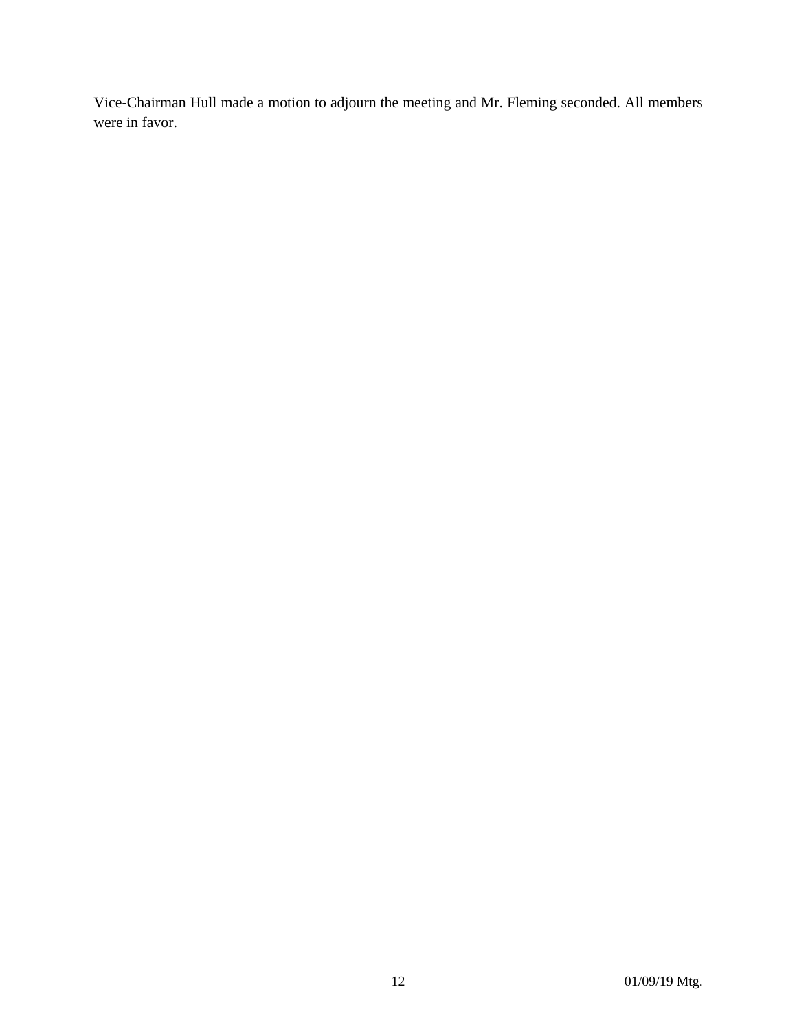Vice-Chairman Hull made a motion to adjourn the meeting and Mr. Fleming seconded. All members were in favor.